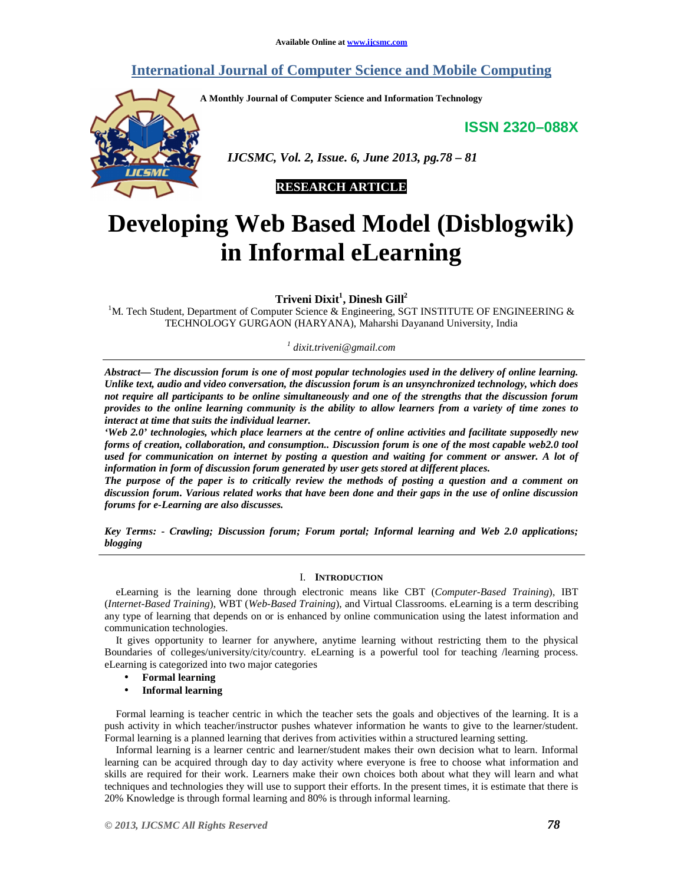Available Online at www.ijcsmc.com

# International Journal of Computer Science and Mobile Computing

**A Monthly Journal of Computer Science and Information Technology**

**ISSN 2320–088X**

*IJCSMC, Vol. 2, Issue. 6, June 2013, pg.78 – 81*

**RESEARCH ARTICLE**

# Developing Web Based Model (Disblogwik) in Informal eLearning

**Triveni Dixit[1], Dinesh Gill[2]**

[1]M. Tech Student, Department of Computer Science & Engineering, SGT INSTITUTE OF ENGINEERING & TECHNOLOGY GURGAON (HARYANA), Maharshi Dayanand University, India

[1] *dixit.triveni@gmail.com*

***Abstract— The discussion forum is one of most popular technologies used in the delivery of online learning. Unlike text, audio and video conversation, the discussion forum is an unsynchronized technology, which does not require all participants to be online simultaneously and one of the strengths that the discussion forum provides to the online learning community is the ability to allow learners from a variety of time zones to interact at time that suits the individual learner.***

***'Web 2.0' technologies, which place learners at the centre of online activities and facilitate supposedly new forms of creation, collaboration, and consumption.. Discussion forum is one of the most capable web2.0 tool used for communication on internet by posting a question and waiting for comment or answer. A lot of information in form of discussion forum generated by user gets stored at different places.***

***The purpose of the paper is to critically review the methods of posting a question and a comment on discussion forum. Various related works that have been done and their gaps in the use of online discussion forums for e-Learning are also discusses.***

***Key Terms: - Crawling; Discussion forum; Forum portal; Informal learning and Web 2.0 applications; blogging***

## I. Introduction

eLearning is the learning done through electronic means like CBT (*Computer-Based Training*), IBT (*Internet-Based Training*), WBT (*Web-Based Training*), and Virtual Classrooms. eLearning is a term describing any type of learning that depends on or is enhanced by online communication using the latest information and communication technologies.

It gives opportunity to learner for anywhere, anytime learning without restricting them to the physical Boundaries of colleges/university/city/country. eLearning is a powerful tool for teaching /learning process. eLearning is categorized into two major categories

- **Formal learning**
- **Informal learning**

Formal learning is teacher centric in which the teacher sets the goals and objectives of the learning. It is a push activity in which teacher/instructor pushes whatever information he wants to give to the learner/student. Formal learning is a planned learning that derives from activities within a structured learning setting.

Informal learning is a learner centric and learner/student makes their own decision what to learn. Informal learning can be acquired through day to day activity where everyone is free to choose what information and skills are required for their work. Learners make their own choices both about what they will learn and what techniques and technologies they will use to support their efforts. In the present times, it is estimate that there is 20% Knowledge is through formal learning and 80% is through informal learning.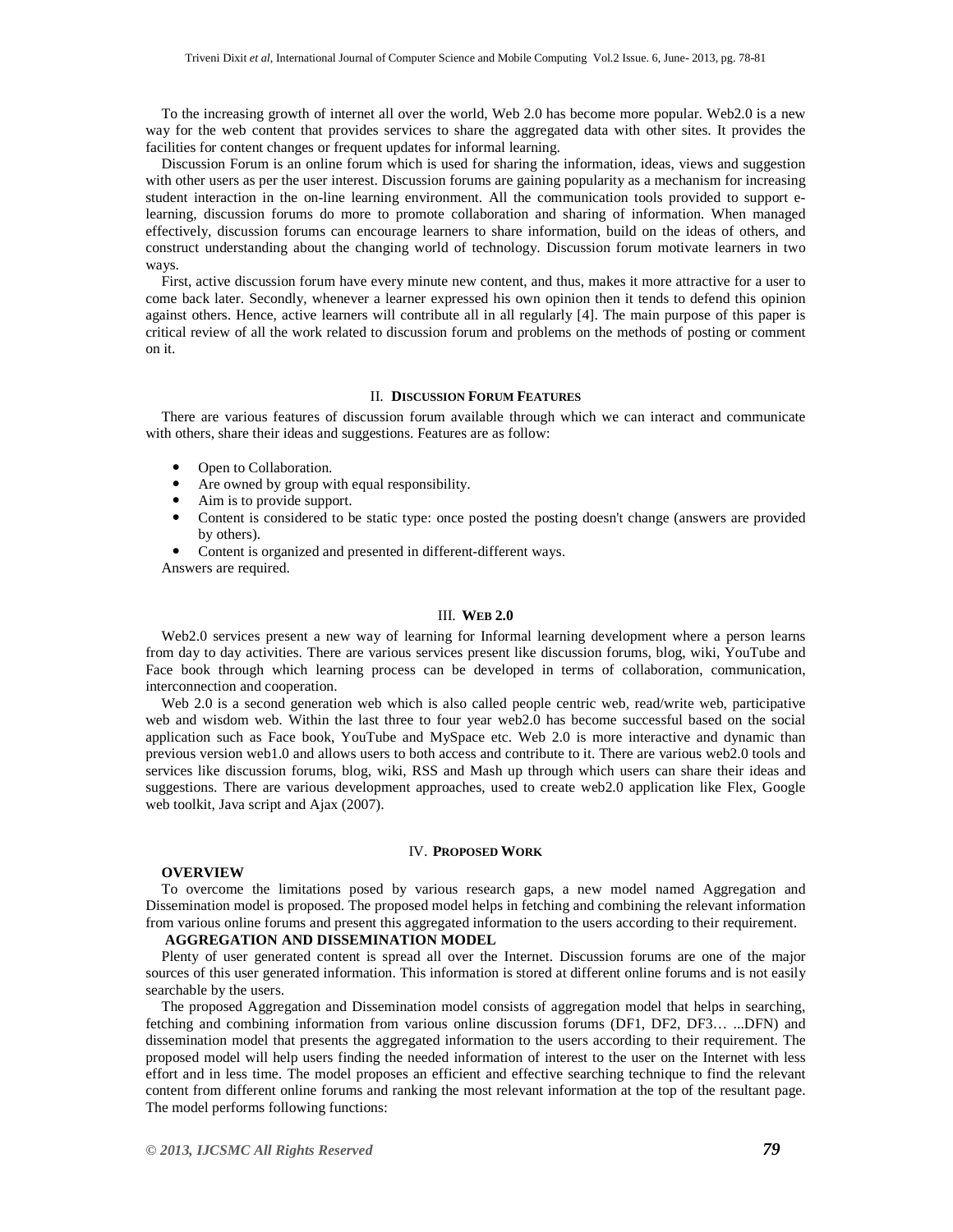To the increasing growth of internet all over the world, Web 2.0 has become more popular. Web2.0 is a new way for the web content that provides services to share the aggregated data with other sites. It provides the facilities for content changes or frequent updates for informal learning.

Discussion Forum is an online forum which is used for sharing the information, ideas, views and suggestion with other users as per the user interest. Discussion forums are gaining popularity as a mechanism for increasing student interaction in the on-line learning environment. All the communication tools provided to support e-learning, discussion forums do more to promote collaboration and sharing of information. When managed effectively, discussion forums can encourage learners to share information, build on the ideas of others, and construct understanding about the changing world of technology. Discussion forum motivate learners in two ways.

First, active discussion forum have every minute new content, and thus, makes it more attractive for a user to come back later. Secondly, whenever a learner expressed his own opinion then it tends to defend this opinion against others. Hence, active learners will contribute all in all regularly [4]. The main purpose of this paper is critical review of all the work related to discussion forum and problems on the methods of posting or comment on it.

## II. Discussion Forum Features

There are various features of discussion forum available through which we can interact and communicate with others, share their ideas and suggestions. Features are as follow:

- Open to Collaboration.
- Are owned by group with equal responsibility.
- Aim is to provide support.
- Content is considered to be static type: once posted the posting doesn't change (answers are provided by others).
- Content is organized and presented in different-different ways.

Answers are required.

## III. Web 2.0

Web2.0 services present a new way of learning for Informal learning development where a person learns from day to day activities. There are various services present like discussion forums, blog, wiki, YouTube and Face book through which learning process can be developed in terms of collaboration, communication, interconnection and cooperation.

Web 2.0 is a second generation web which is also called people centric web, read/write web, participative web and wisdom web. Within the last three to four year web2.0 has become successful based on the social application such as Face book, YouTube and MySpace etc. Web 2.0 is more interactive and dynamic than previous version web1.0 and allows users to both access and contribute to it. There are various web2.0 tools and services like discussion forums, blog, wiki, RSS and Mash up through which users can share their ideas and suggestions. There are various development approaches, used to create web2.0 application like Flex, Google web toolkit, Java script and Ajax (2007).

## IV. Proposed Work

### OVERVIEW

To overcome the limitations posed by various research gaps, a new model named Aggregation and Dissemination model is proposed. The proposed model helps in fetching and combining the relevant information from various online forums and present this aggregated information to the users according to their requirement.

### AGGREGATION AND DISSEMINATION MODEL

Plenty of user generated content is spread all over the Internet. Discussion forums are one of the major sources of this user generated information. This information is stored at different online forums and is not easily searchable by the users.

The proposed Aggregation and Dissemination model consists of aggregation model that helps in searching, fetching and combining information from various online discussion forums (DF1, DF2, DF3… ...DFN) and dissemination model that presents the aggregated information to the users according to their requirement. The proposed model will help users finding the needed information of interest to the user on the Internet with less effort and in less time. The model proposes an efficient and effective searching technique to find the relevant content from different online forums and ranking the most relevant information at the top of the resultant page. The model performs following functions: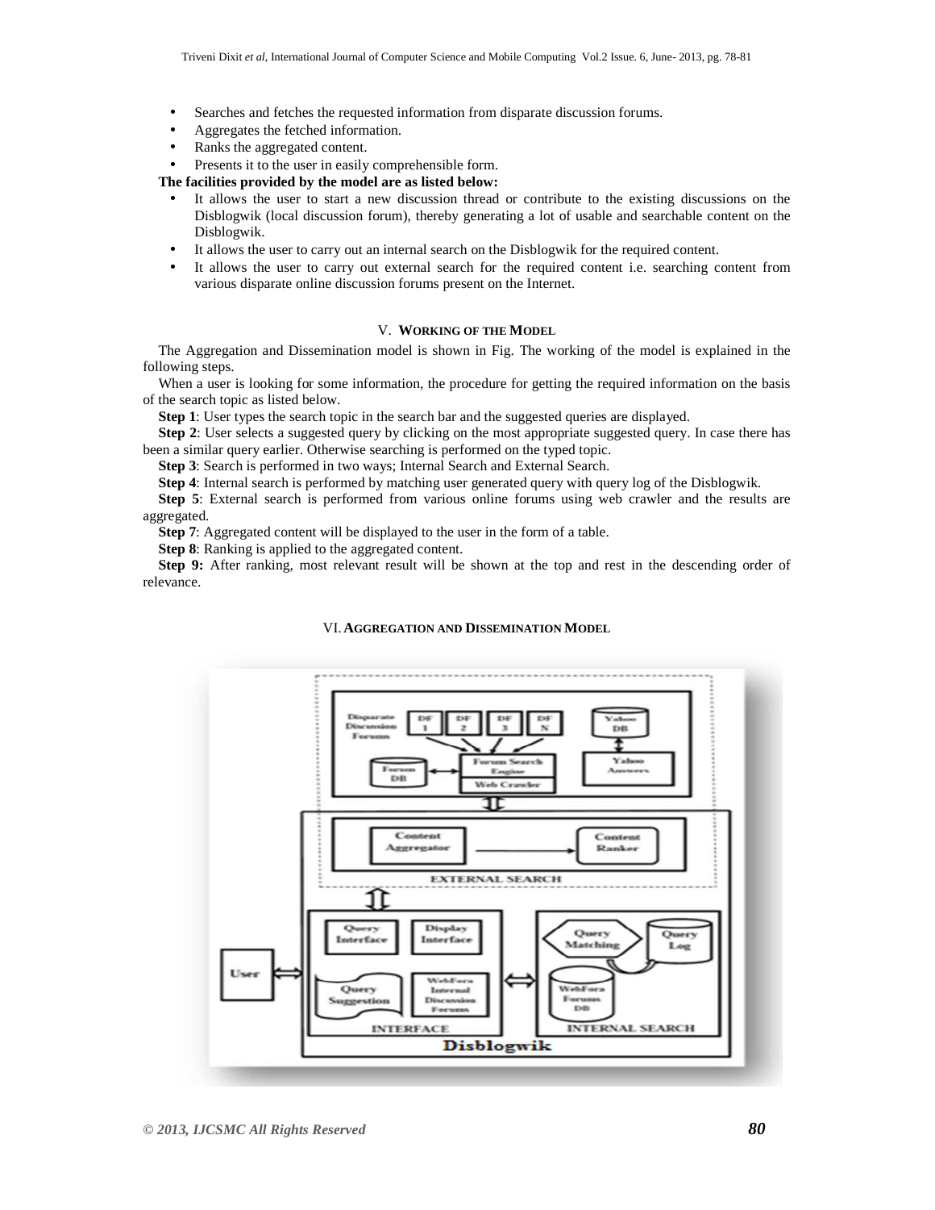- Searches and fetches the requested information from disparate discussion forums.
- Aggregates the fetched information.
- Ranks the aggregated content.
- Presents it to the user in easily comprehensible form.

**The facilities provided by the model are as listed below:**

- It allows the user to start a new discussion thread or contribute to the existing discussions on the Disblogwik (local discussion forum), thereby generating a lot of usable and searchable content on the Disblogwik.
- It allows the user to carry out an internal search on the Disblogwik for the required content.
- It allows the user to carry out external search for the required content i.e. searching content from various disparate online discussion forums present on the Internet.

## V. Working of the Model

The Aggregation and Dissemination model is shown in Fig. The working of the model is explained in the following steps.

When a user is looking for some information, the procedure for getting the required information on the basis of the search topic as listed below.

**Step 1**: User types the search topic in the search bar and the suggested queries are displayed.

**Step 2**: User selects a suggested query by clicking on the most appropriate suggested query. In case there has been a similar query earlier. Otherwise searching is performed on the typed topic.

**Step 3**: Search is performed in two ways; Internal Search and External Search.

**Step 4**: Internal search is performed by matching user generated query with query log of the Disblogwik.

**Step 5**: External search is performed from various online forums using web crawler and the results are aggregated.

**Step 7**: Aggregated content will be displayed to the user in the form of a table.

**Step 8**: Ranking is applied to the aggregated content.

**Step 9:** After ranking, most relevant result will be shown at the top and rest in the descending order of relevance.

## VI. Aggregation and Dissemination Model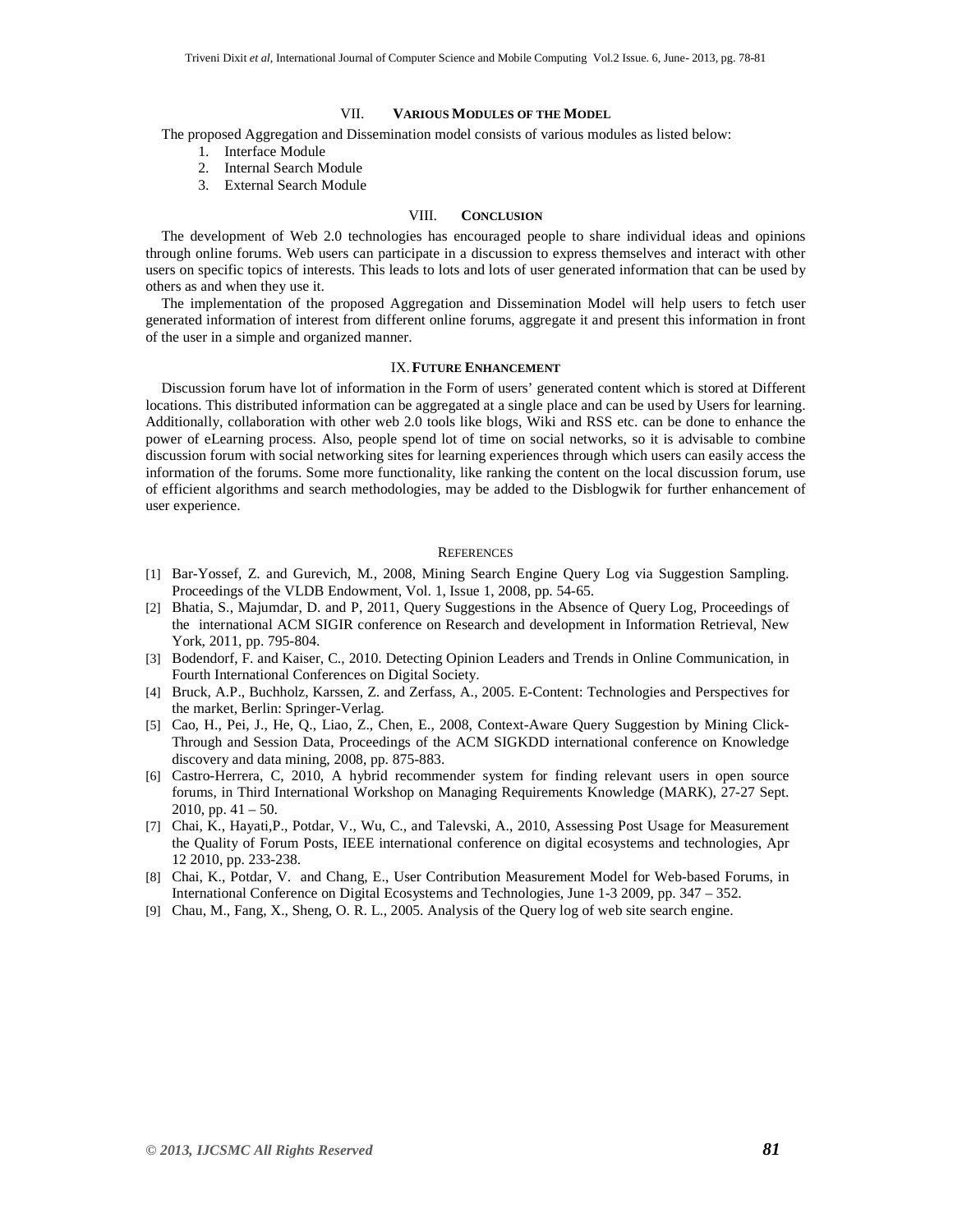## VII. Various Modules of the Model

The proposed Aggregation and Dissemination model consists of various modules as listed below:

1. Interface Module
2. Internal Search Module
3. External Search Module

## VIII. Conclusion

The development of Web 2.0 technologies has encouraged people to share individual ideas and opinions through online forums. Web users can participate in a discussion to express themselves and interact with other users on specific topics of interests. This leads to lots and lots of user generated information that can be used by others as and when they use it.

The implementation of the proposed Aggregation and Dissemination Model will help users to fetch user generated information of interest from different online forums, aggregate it and present this information in front of the user in a simple and organized manner.

## IX. Future Enhancement

Discussion forum have lot of information in the Form of users' generated content which is stored at Different locations. This distributed information can be aggregated at a single place and can be used by Users for learning. Additionally, collaboration with other web 2.0 tools like blogs, Wiki and RSS etc. can be done to enhance the power of eLearning process. Also, people spend lot of time on social networks, so it is advisable to combine discussion forum with social networking sites for learning experiences through which users can easily access the information of the forums. Some more functionality, like ranking the content on the local discussion forum, use of efficient algorithms and search methodologies, may be added to the Disblogwik for further enhancement of user experience.

## References

[1] Bar-Yossef, Z. and Gurevich, M., 2008, Mining Search Engine Query Log via Suggestion Sampling. Proceedings of the VLDB Endowment, Vol. 1, Issue 1, 2008, pp. 54-65.

[2] Bhatia, S., Majumdar, D. and P, 2011, Query Suggestions in the Absence of Query Log, Proceedings of the international ACM SIGIR conference on Research and development in Information Retrieval, New York, 2011, pp. 795-804.

[3] Bodendorf, F. and Kaiser, C., 2010. Detecting Opinion Leaders and Trends in Online Communication, in Fourth International Conferences on Digital Society.

[4] Bruck, A.P., Buchholz, Karssen, Z. and Zerfass, A., 2005. E-Content: Technologies and Perspectives for the market, Berlin: Springer-Verlag.

[5] Cao, H., Pei, J., He, Q., Liao, Z., Chen, E., 2008, Context-Aware Query Suggestion by Mining Click-Through and Session Data, Proceedings of the ACM SIGKDD international conference on Knowledge discovery and data mining, 2008, pp. 875-883.

[6] Castro-Herrera, C, 2010, A hybrid recommender system for finding relevant users in open source forums, in Third International Workshop on Managing Requirements Knowledge (MARK), 27-27 Sept. 2010, pp. 41 – 50.

[7] Chai, K., Hayati,P., Potdar, V., Wu, C., and Talevski, A., 2010, Assessing Post Usage for Measurement the Quality of Forum Posts, IEEE international conference on digital ecosystems and technologies, Apr 12 2010, pp. 233-238.

[8] Chai, K., Potdar, V. and Chang, E., User Contribution Measurement Model for Web-based Forums, in International Conference on Digital Ecosystems and Technologies, June 1-3 2009, pp. 347 – 352.

[9] Chau, M., Fang, X., Sheng, O. R. L., 2005. Analysis of the Query log of web site search engine.